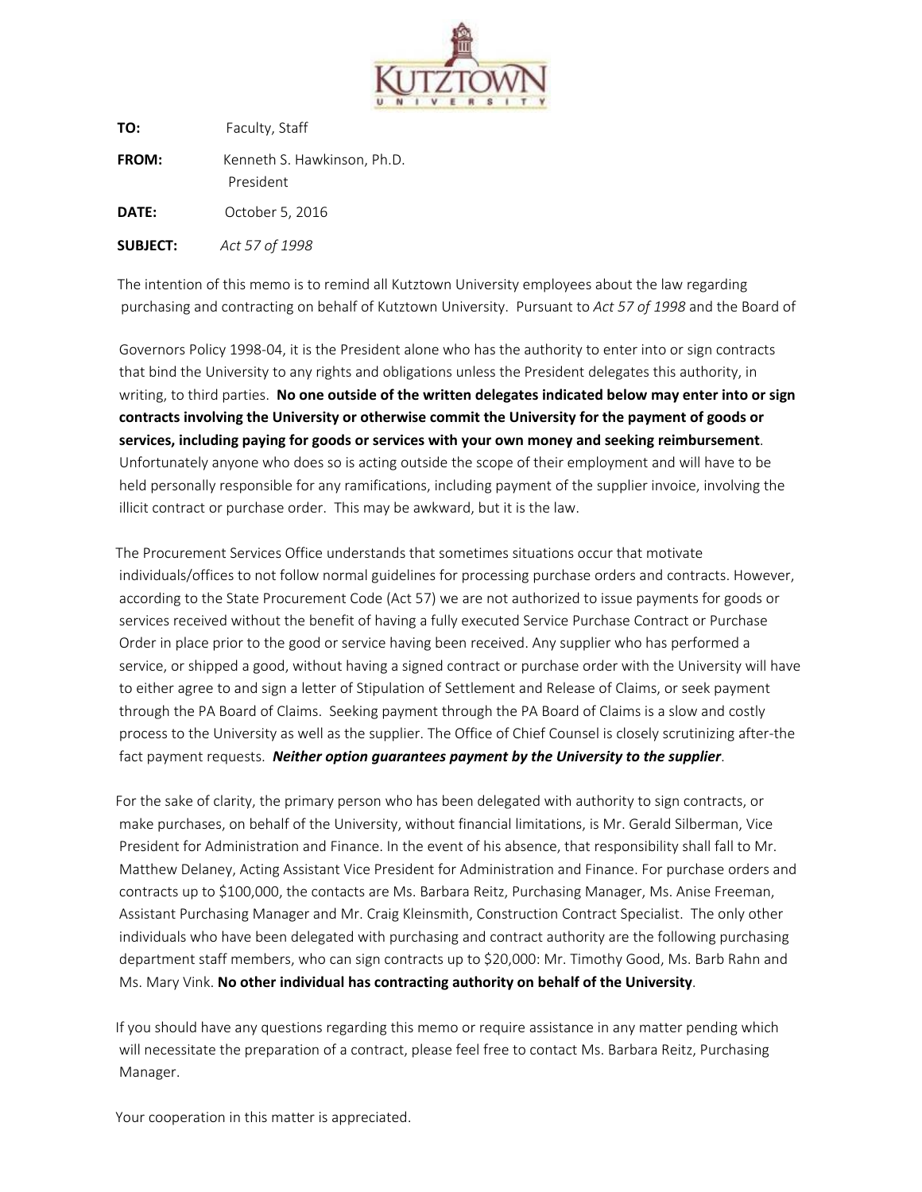**TO:** Faculty, Staff

**FROM:** Kenneth S. Hawkinson, Ph.D.
President

**DATE:** October 5, 2016

**SUBJECT:** *Act 57 of 1998*

The intention of this memo is to remind all Kutztown University employees about the law regarding purchasing and contracting on behalf of Kutztown University. Pursuant to *Act 57 of 1998* and the Board of Governors Policy 1998-04, it is the President alone who has the authority to enter into or sign contracts that bind the University to any rights and obligations unless the President delegates this authority, in writing, to third parties. **No one outside of the written delegates indicated below may enter into or sign contracts involving the University or otherwise commit the University for the payment of goods or services, including paying for goods or services with your own money and seeking reimbursement**. Unfortunately anyone who does so is acting outside the scope of their employment and will have to be held personally responsible for any ramifications, including payment of the supplier invoice, involving the illicit contract or purchase order. This may be awkward, but it is the law.

The Procurement Services Office understands that sometimes situations occur that motivate individuals/offices to not follow normal guidelines for processing purchase orders and contracts. However, according to the State Procurement Code (Act 57) we are not authorized to issue payments for goods or services received without the benefit of having a fully executed Service Purchase Contract or Purchase Order in place prior to the good or service having been received. Any supplier who has performed a service, or shipped a good, without having a signed contract or purchase order with the University will have to either agree to and sign a letter of Stipulation of Settlement and Release of Claims, or seek payment through the PA Board of Claims. Seeking payment through the PA Board of Claims is a slow and costly process to the University as well as the supplier. The Office of Chief Counsel is closely scrutinizing after-the fact payment requests. ***Neither option guarantees payment by the University to the supplier***.

For the sake of clarity, the primary person who has been delegated with authority to sign contracts, or make purchases, on behalf of the University, without financial limitations, is Mr. Gerald Silberman, Vice President for Administration and Finance. In the event of his absence, that responsibility shall fall to Mr. Matthew Delaney, Acting Assistant Vice President for Administration and Finance. For purchase orders and contracts up to $100,000, the contacts are Ms. Barbara Reitz, Purchasing Manager, Ms. Anise Freeman, Assistant Purchasing Manager and Mr. Craig Kleinsmith, Construction Contract Specialist. The only other individuals who have been delegated with purchasing and contract authority are the following purchasing department staff members, who can sign contracts up to $20,000: Mr. Timothy Good, Ms. Barb Rahn and Ms. Mary Vink. **No other individual has contracting authority on behalf of the University**.

If you should have any questions regarding this memo or require assistance in any matter pending which will necessitate the preparation of a contract, please feel free to contact Ms. Barbara Reitz, Purchasing Manager.

Your cooperation in this matter is appreciated.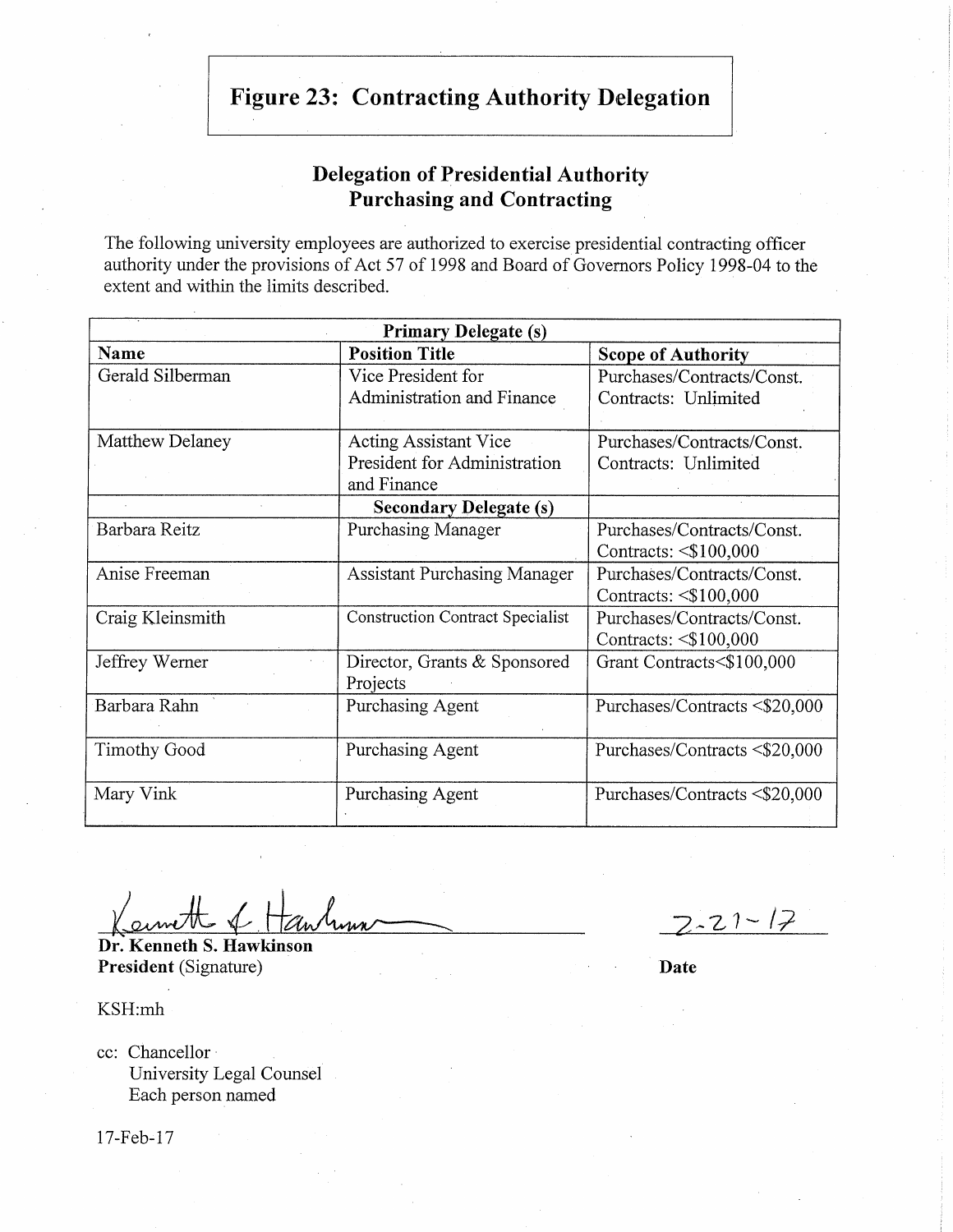# Figure 23: Contracting Authority Delegation

## Delegation of Presidential Authority
## Purchasing and Contracting

The following university employees are authorized to exercise presidential contracting officer authority under the provisions of Act 57 of 1998 and Board of Governors Policy 1998-04 to the extent and within the limits described.

| Primary Delegate (s) | | |
|---|---|---|
| **Name** | **Position Title** | **Scope of Authority** |
| Gerald Silberman | Vice President for Administration and Finance | Purchases/Contracts/Const. Contracts: Unlimited |
| Matthew Delaney | Acting Assistant Vice President for Administration and Finance | Purchases/Contracts/Const. Contracts: Unlimited |
| | **Secondary Delegate (s)** | |
| Barbara Reitz | Purchasing Manager | Purchases/Contracts/Const. Contracts: <$100,000 |
| Anise Freeman | Assistant Purchasing Manager | Purchases/Contracts/Const. Contracts: <$100,000 |
| Craig Kleinsmith | Construction Contract Specialist | Purchases/Contracts/Const. Contracts: <$100,000 |
| Jeffrey Werner | Director, Grants & Sponsored Projects | Grant Contracts<$100,000 |
| Barbara Rahn | Purchasing Agent | Purchases/Contracts <$20,000 |
| Timothy Good | Purchasing Agent | Purchases/Contracts <$20,000 |
| Mary Vink | Purchasing Agent | Purchases/Contracts <$20,000 |

Kenneth S. Hawkinson

**Dr. Kenneth S. Hawkinson**
**President** (Signature)

2-21-17
**Date**

KSH:mh

cc: Chancellor
University Legal Counsel
Each person named

17-Feb-17